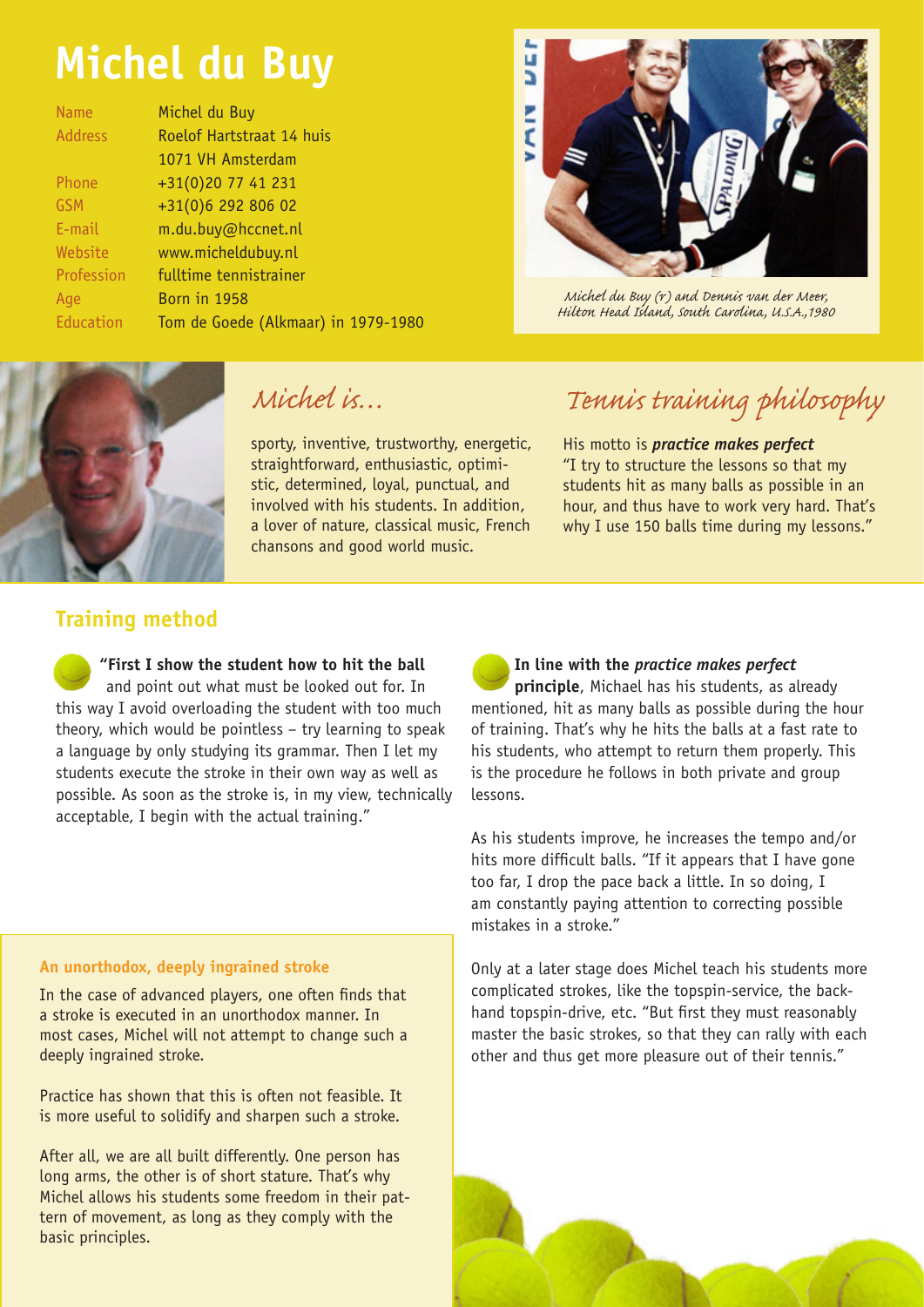# Michel du Buy

| | |
|---|---|
| Name | Michel du Buy |
| Address | Roelof Hartstraat 14 huis<br>1071 VH Amsterdam |
| Phone | +31(0)20 77 41 231 |
| GSM | +31(0)6 292 806 02 |
| E-mail | m.du.buy@hccnet.nl |
| Website | www.micheldubuy.nl |
| Profession | fulltime tennistrainer |
| Age | Born in 1958 |
| Education | Tom de Goede (Alkmaar) in 1979-1980 |

*Michel du Buy (r) and Dennis van der Meer, Hilton Head Island, South Carolina, U.S.A.,1980*

## Michel is...

sporty, inventive, trustworthy, energetic, straightforward, enthusiastic, optimistic, determined, loyal, punctual, and involved with his students. In addition, a lover of nature, classical music, French chansons and good world music.

## Tennis training philosophy

His motto is ***practice makes perfect***
"I try to structure the lessons so that my students hit as many balls as possible in an hour, and thus have to work very hard. That's why I use 150 balls time during my lessons."

## Training method

**"First I show the student how to hit the ball** and point out what must be looked out for. In this way I avoid overloading the student with too much theory, which would be pointless – try learning to speak a language by only studying its grammar. Then I let my students execute the stroke in their own way as well as possible. As soon as the stroke is, in my view, technically acceptable, I begin with the actual training."

**In line with the *practice makes perfect* principle**, Michael has his students, as already mentioned, hit as many balls as possible during the hour of training. That's why he hits the balls at a fast rate to his students, who attempt to return them properly. This is the procedure he follows in both private and group lessons.

As his students improve, he increases the tempo and/or hits more difficult balls. "If it appears that I have gone too far, I drop the pace back a little. In so doing, I am constantly paying attention to correcting possible mistakes in a stroke."

Only at a later stage does Michel teach his students more complicated strokes, like the topspin-service, the backhand topspin-drive, etc. "But first they must reasonably master the basic strokes, so that they can rally with each other and thus get more pleasure out of their tennis."

### An unorthodox, deeply ingrained stroke

In the case of advanced players, one often finds that a stroke is executed in an unorthodox manner. In most cases, Michel will not attempt to change such a deeply ingrained stroke.

Practice has shown that this is often not feasible. It is more useful to solidify and sharpen such a stroke.

After all, we are all built differently. One person has long arms, the other is of short stature. That's why Michel allows his students some freedom in their pattern of movement, as long as they comply with the basic principles.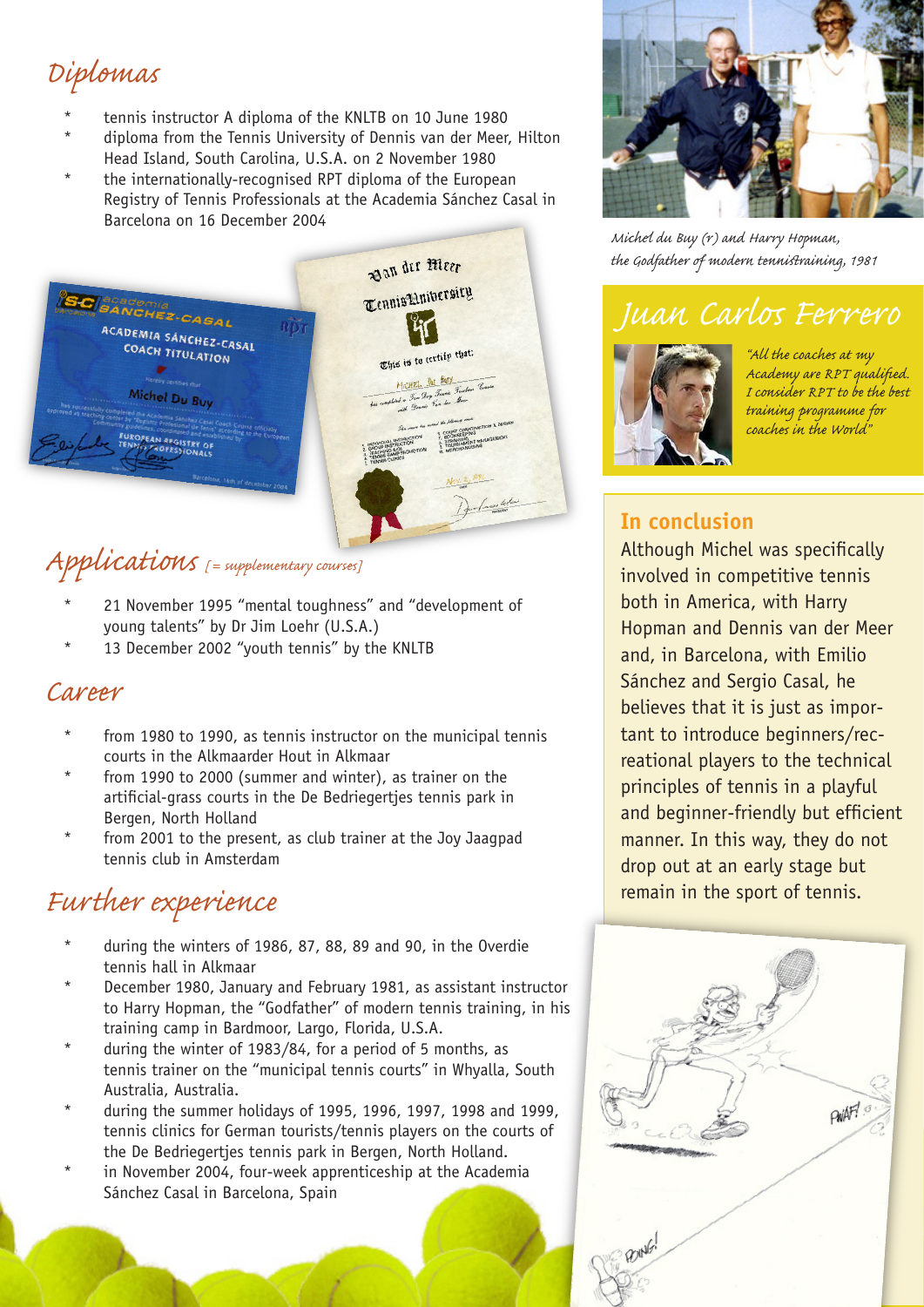## Diplomas

* tennis instructor A diploma of the KNLTB on 10 June 1980
* diploma from the Tennis University of Dennis van der Meer, Hilton Head Island, South Carolina, U.S.A. on 2 November 1980
* the internationally-recognised RPT diploma of the European Registry of Tennis Professionals at the Academia Sánchez Casal in Barcelona on 16 December 2004

## Applications *[= supplementary courses]*

* 21 November 1995 "mental toughness" and "development of young talents" by Dr Jim Loehr (U.S.A.)
* 13 December 2002 "youth tennis" by the KNLTB

## Career

* from 1980 to 1990, as tennis instructor on the municipal tennis courts in the Alkmaarder Hout in Alkmaar
* from 1990 to 2000 (summer and winter), as trainer on the artificial-grass courts in the De Bedriegertjes tennis park in Bergen, North Holland
* from 2001 to the present, as club trainer at the Joy Jaagpad tennis club in Amsterdam

## Further experience

* during the winters of 1986, 87, 88, 89 and 90, in the Overdie tennis hall in Alkmaar
* December 1980, January and February 1981, as assistant instructor to Harry Hopman, the "Godfather" of modern tennis training, in his training camp in Bardmoor, Largo, Florida, U.S.A.
* during the winter of 1983/84, for a period of 5 months, as tennis trainer on the "municipal tennis courts" in Whyalla, South Australia, Australia.
* during the summer holidays of 1995, 1996, 1997, 1998 and 1999, tennis clinics for German tourists/tennis players on the courts of the De Bedriegertjes tennis park in Bergen, North Holland.
* in November 2004, four-week apprenticeship at the Academia Sánchez Casal in Barcelona, Spain

*Michel du Buy (r) and Harry Hopman, the Godfather of modern tennistraining, 1981*

## Juan Carlos Ferrero

*"All the coaches at my Academy are RPT qualified. I consider RPT to be the best training programme for coaches in the World"*

### In conclusion

Although Michel was specifically involved in competitive tennis both in America, with Harry Hopman and Dennis van der Meer and, in Barcelona, with Emilio Sánchez and Sergio Casal, he believes that it is just as important to introduce beginners/recreational players to the technical principles of tennis in a playful and beginner-friendly but efficient manner. In this way, they do not drop out at an early stage but remain in the sport of tennis.